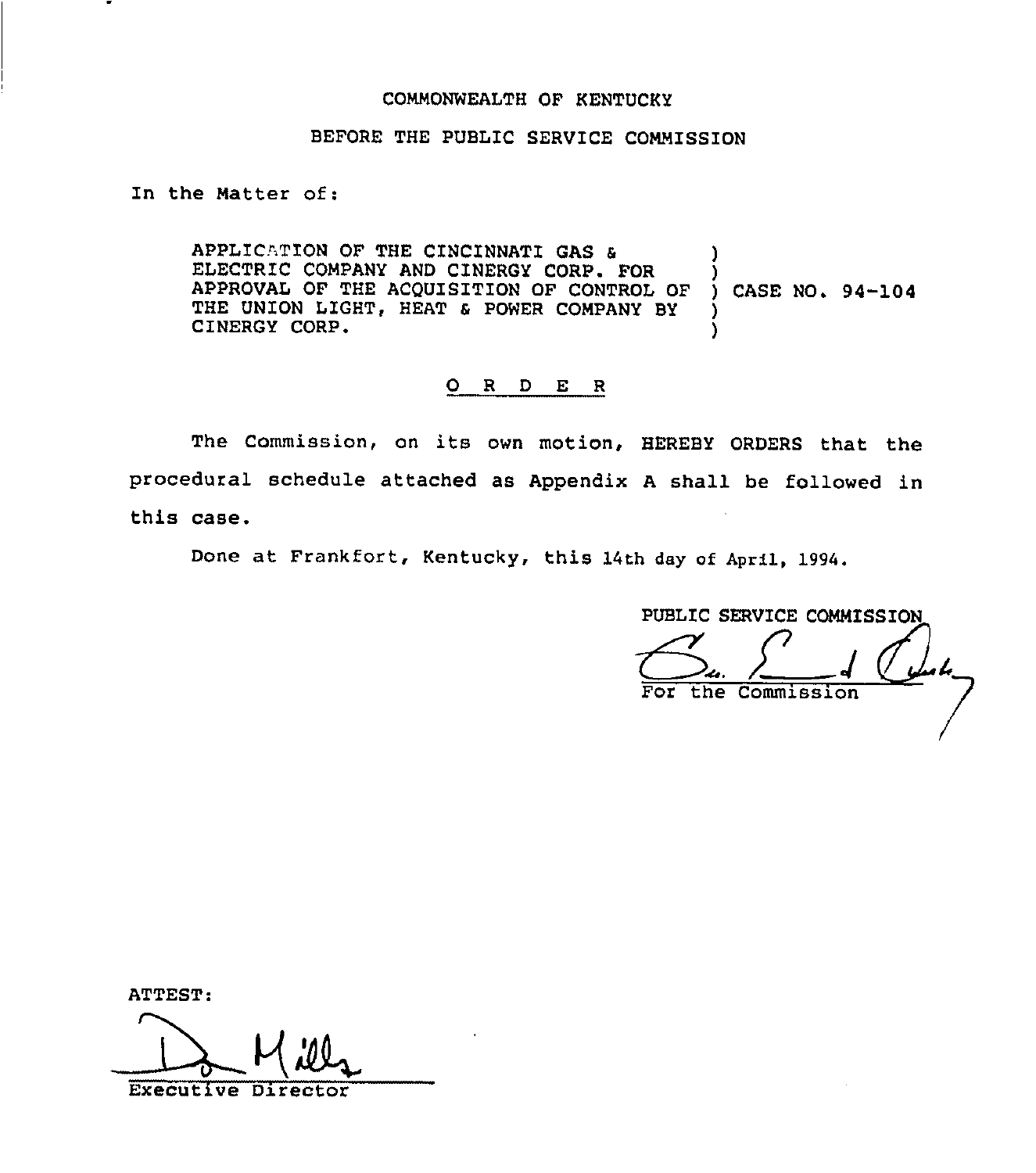COMMONWEALTH OF KENTUCKY

BEFORE THE PUBLIC SERVICE COMMISSION

In the Matter of:

| | | |
|---|---|---|
| APPLICATION OF THE CINCINNATI GAS & ELECTRIC COMPANY AND CINERGY CORP. FOR APPROVAL OF THE ACQUISITION OF CONTROL OF THE UNION LIGHT, HEAT & POWER COMPANY BY CINERGY CORP. | ) | CASE NO. 94-104 |

## O R D E R

The Commission, on its own motion, HEREBY ORDERS that the procedural schedule attached as Appendix A shall be followed in this case.

Done at Frankfort, Kentucky, this 14th day of April, 1994.

PUBLIC SERVICE COMMISSION

For the Commission

ATTEST:

Executive Director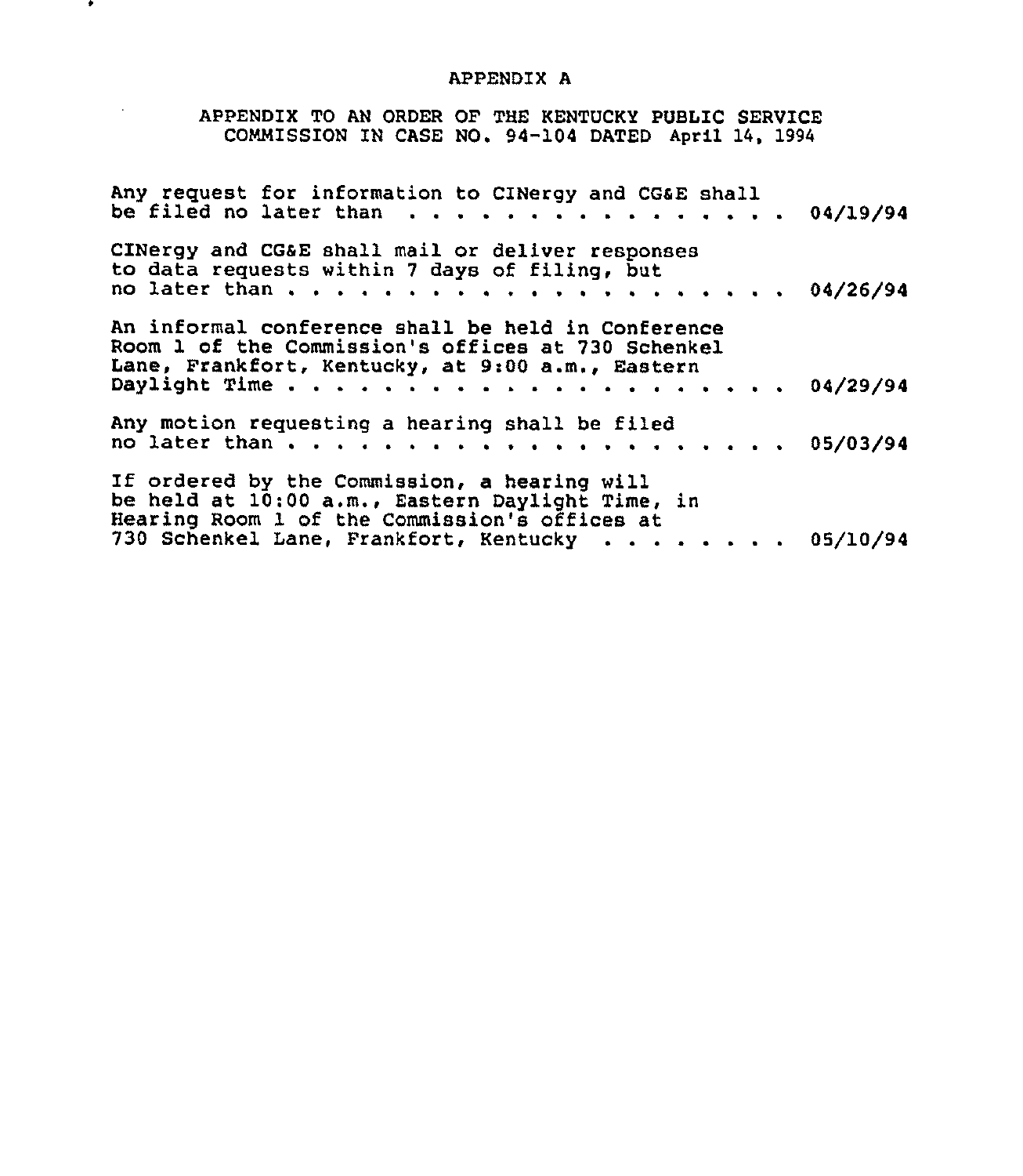# APPENDIX A

## APPENDIX TO AN ORDER OF THE KENTUCKY PUBLIC SERVICE COMMISSION IN CASE NO. 94-104 DATED April 14, 1994

| | |
|---|---|
| Any request for information to CINergy and CG&E shall be filed no later than . . . . . . . . . . . . . . . . . | 04/19/94 |
| CINergy and CG&E shall mail or deliver responses to data requests within 7 days of filing, but no later than . . . . . . . . . . . . . . . . . . . . . . | 04/26/94 |
| An informal conference shall be held in Conference Room 1 of the Commission's offices at 730 Schenkel Lane, Frankfort, Kentucky, at 9:00 a.m., Eastern Daylight Time . . . . . . . . . . . . . . . . . . . . . . | 04/29/94 |
| Any motion requesting a hearing shall be filed no later than . . . . . . . . . . . . . . . . . . . . . . | 05/03/94 |
| If ordered by the Commission, a hearing will be held at 10:00 a.m., Eastern Daylight Time, in Hearing Room 1 of the Commission's offices at 730 Schenkel Lane, Frankfort, Kentucky . . . . . . . . | 05/10/94 |